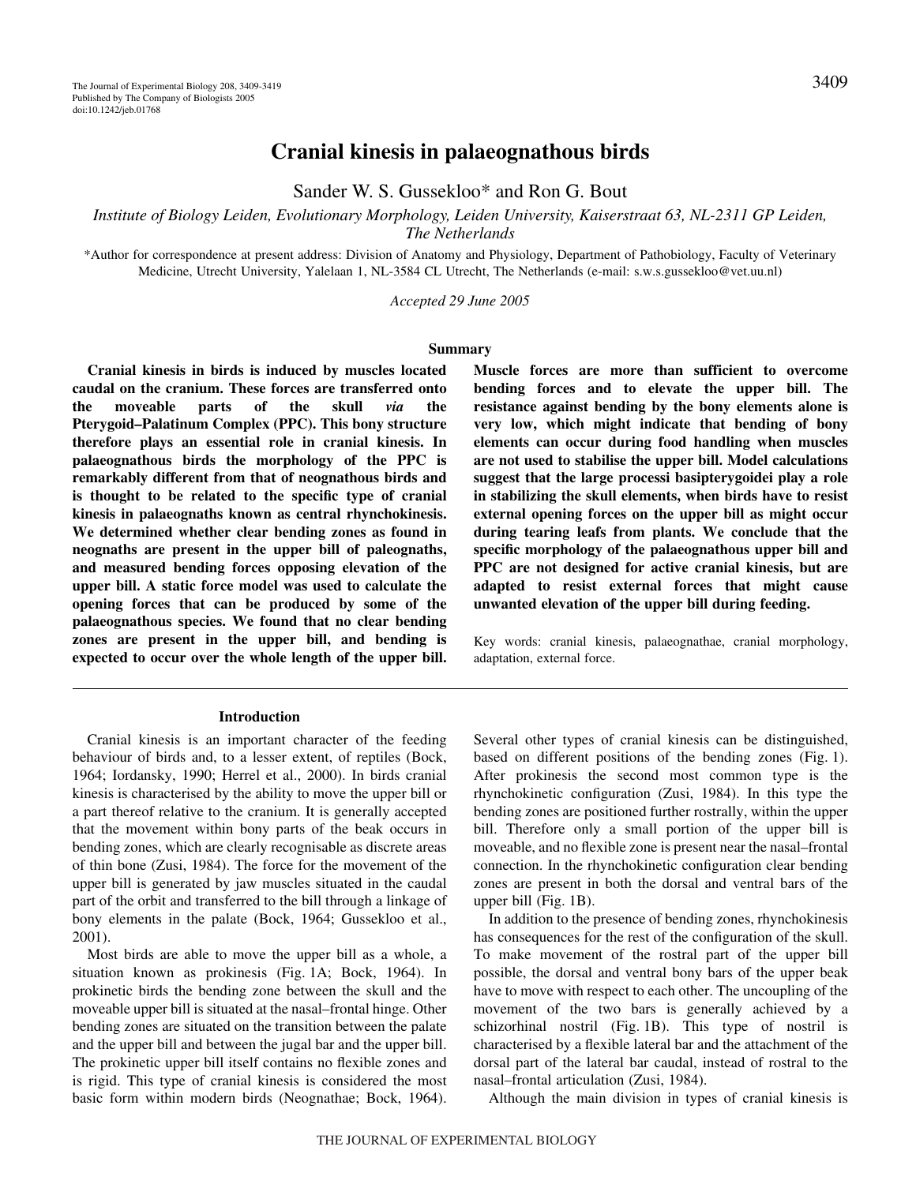# Cranial kinesis in palaeognathous birds

Sander W. S. Gussekloo* and Ron G. Bout

*Institute of Biology Leiden, Evolutionary Morphology, Leiden University, Kaiserstraat 63, NL-2311 GP Leiden, The Netherlands*

*Author for correspondence at present address: Division of Anatomy and Physiology, Department of Pathobiology, Faculty of Veterinary Medicine, Utrecht University, Yalelaan 1, NL-3584 CL Utrecht, The Netherlands (e-mail: s.w.s.gussekloo@vet.uu.nl)

*Accepted 29 June 2005*

## Summary

**Cranial kinesis in birds is induced by muscles located caudal on the cranium. These forces are transferred onto the moveable parts of the skull *via* the Pterygoid–Palatinum Complex (PPC). This bony structure therefore plays an essential role in cranial kinesis. In palaeognathous birds the morphology of the PPC is remarkably different from that of neognathous birds and is thought to be related to the specific type of cranial kinesis in palaeognaths known as central rhynchokinesis. We determined whether clear bending zones as found in neognaths are present in the upper bill of paleognaths, and measured bending forces opposing elevation of the upper bill. A static force model was used to calculate the opening forces that can be produced by some of the palaeognathous species. We found that no clear bending zones are present in the upper bill, and bending is expected to occur over the whole length of the upper bill. Muscle forces are more than sufficient to overcome bending forces and to elevate the upper bill. The resistance against bending by the bony elements alone is very low, which might indicate that bending of bony elements can occur during food handling when muscles are not used to stabilise the upper bill. Model calculations suggest that the large processi basipterygoidei play a role in stabilizing the skull elements, when birds have to resist external opening forces on the upper bill as might occur during tearing leafs from plants. We conclude that the specific morphology of the palaeognathous upper bill and PPC are not designed for active cranial kinesis, but are adapted to resist external forces that might cause unwanted elevation of the upper bill during feeding.**

Key words: cranial kinesis, palaeognathae, cranial morphology, adaptation, external force.

## Introduction

Cranial kinesis is an important character of the feeding behaviour of birds and, to a lesser extent, of reptiles (Bock, 1964; Iordansky, 1990; Herrel et al., 2000). In birds cranial kinesis is characterised by the ability to move the upper bill or a part thereof relative to the cranium. It is generally accepted that the movement within bony parts of the beak occurs in bending zones, which are clearly recognisable as discrete areas of thin bone (Zusi, 1984). The force for the movement of the upper bill is generated by jaw muscles situated in the caudal part of the orbit and transferred to the bill through a linkage of bony elements in the palate (Bock, 1964; Gussekloo et al., 2001).

Most birds are able to move the upper bill as a whole, a situation known as prokinesis (Fig. 1A; Bock, 1964). In prokinetic birds the bending zone between the skull and the moveable upper bill is situated at the nasal–frontal hinge. Other bending zones are situated on the transition between the palate and the upper bill and between the jugal bar and the upper bill. The prokinetic upper bill itself contains no flexible zones and is rigid. This type of cranial kinesis is considered the most basic form within modern birds (Neognathae; Bock, 1964). Several other types of cranial kinesis can be distinguished, based on different positions of the bending zones (Fig. 1). After prokinesis the second most common type is the rhynchokinetic configuration (Zusi, 1984). In this type the bending zones are positioned further rostrally, within the upper bill. Therefore only a small portion of the upper bill is moveable, and no flexible zone is present near the nasal–frontal connection. In the rhynchokinetic configuration clear bending zones are present in both the dorsal and ventral bars of the upper bill (Fig. 1B).

In addition to the presence of bending zones, rhynchokinesis has consequences for the rest of the configuration of the skull. To make movement of the rostral part of the upper bill possible, the dorsal and ventral bony bars of the upper beak have to move with respect to each other. The uncoupling of the movement of the two bars is generally achieved by a schizorhinal nostril (Fig. 1B). This type of nostril is characterised by a flexible lateral bar and the attachment of the dorsal part of the lateral bar caudal, instead of rostral to the nasal–frontal articulation (Zusi, 1984).

Although the main division in types of cranial kinesis is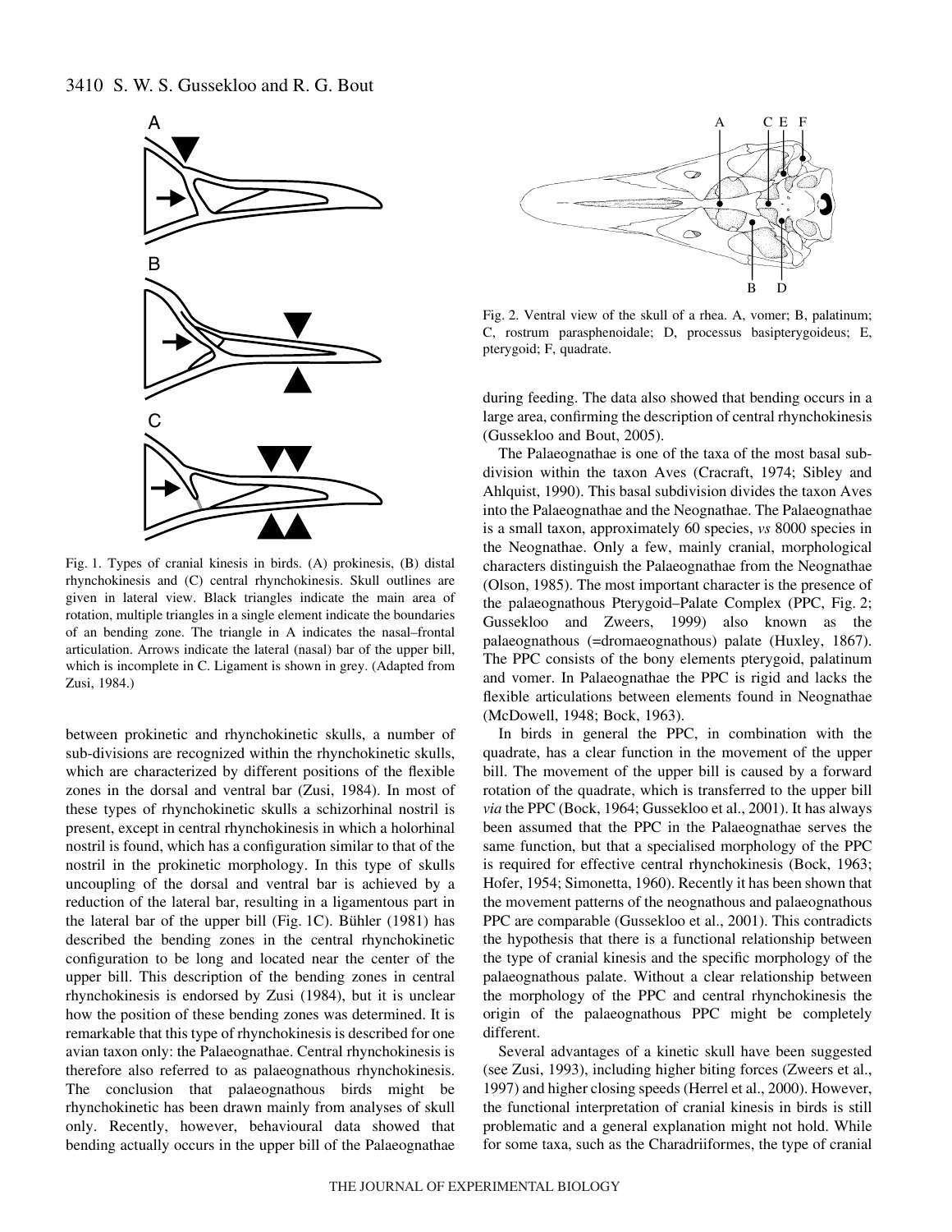Fig. 1. Types of cranial kinesis in birds. (A) prokinesis, (B) distal rhynchokinesis and (C) central rhynchokinesis. Skull outlines are given in lateral view. Black triangles indicate the main area of rotation, multiple triangles in a single element indicate the boundaries of an bending zone. The triangle in A indicates the nasal–frontal articulation. Arrows indicate the lateral (nasal) bar of the upper bill, which is incomplete in C. Ligament is shown in grey. (Adapted from Zusi, 1984.)

between prokinetic and rhynchokinetic skulls, a number of sub-divisions are recognized within the rhynchokinetic skulls, which are characterized by different positions of the flexible zones in the dorsal and ventral bar (Zusi, 1984). In most of these types of rhynchokinetic skulls a schizorhinal nostril is present, except in central rhynchokinesis in which a holorhinal nostril is found, which has a configuration similar to that of the nostril in the prokinetic morphology. In this type of skulls uncoupling of the dorsal and ventral bar is achieved by a reduction of the lateral bar, resulting in a ligamentous part in the lateral bar of the upper bill (Fig. 1C). Bühler (1981) has described the bending zones in the central rhynchokinetic configuration to be long and located near the center of the upper bill. This description of the bending zones in central rhynchokinesis is endorsed by Zusi (1984), but it is unclear how the position of these bending zones was determined. It is remarkable that this type of rhynchokinesis is described for one avian taxon only: the Palaeognathae. Central rhynchokinesis is therefore also referred to as palaeognathous rhynchokinesis. The conclusion that palaeognathous birds might be rhynchokinetic has been drawn mainly from analyses of skull only. Recently, however, behavioural data showed that bending actually occurs in the upper bill of the Palaeognathae during feeding. The data also showed that bending occurs in a large area, confirming the description of central rhynchokinesis (Gussekloo and Bout, 2005).

Fig. 2. Ventral view of the skull of a rhea. A, vomer; B, palatinum; C, rostrum parasphenoidale; D, processus basipterygoideus; E, pterygoid; F, quadrate.

The Palaeognathae is one of the taxa of the most basal sub-division within the taxon Aves (Cracraft, 1974; Sibley and Ahlquist, 1990). This basal subdivision divides the taxon Aves into the Palaeognathae and the Neognathae. The Palaeognathae is a small taxon, approximately 60 species, *vs* 8000 species in the Neognathae. Only a few, mainly cranial, morphological characters distinguish the Palaeognathae from the Neognathae (Olson, 1985). The most important character is the presence of the palaeognathous Pterygoid–Palate Complex (PPC, Fig. 2; Gussekloo and Zweers, 1999) also known as the palaeognathous (=dromaeognathous) palate (Huxley, 1867). The PPC consists of the bony elements pterygoid, palatinum and vomer. In Palaeognathae the PPC is rigid and lacks the flexible articulations between elements found in Neognathae (McDowell, 1948; Bock, 1963).

In birds in general the PPC, in combination with the quadrate, has a clear function in the movement of the upper bill. The movement of the upper bill is caused by a forward rotation of the quadrate, which is transferred to the upper bill *via* the PPC (Bock, 1964; Gussekloo et al., 2001). It has always been assumed that the PPC in the Palaeognathae serves the same function, but that a specialised morphology of the PPC is required for effective central rhynchokinesis (Bock, 1963; Hofer, 1954; Simonetta, 1960). Recently it has been shown that the movement patterns of the neognathous and palaeognathous PPC are comparable (Gussekloo et al., 2001). This contradicts the hypothesis that there is a functional relationship between the type of cranial kinesis and the specific morphology of the palaeognathous palate. Without a clear relationship between the morphology of the PPC and central rhynchokinesis the origin of the palaeognathous PPC might be completely different.

Several advantages of a kinetic skull have been suggested (see Zusi, 1993), including higher biting forces (Zweers et al., 1997) and higher closing speeds (Herrel et al., 2000). However, the functional interpretation of cranial kinesis in birds is still problematic and a general explanation might not hold. While for some taxa, such as the Charadriiformes, the type of cranial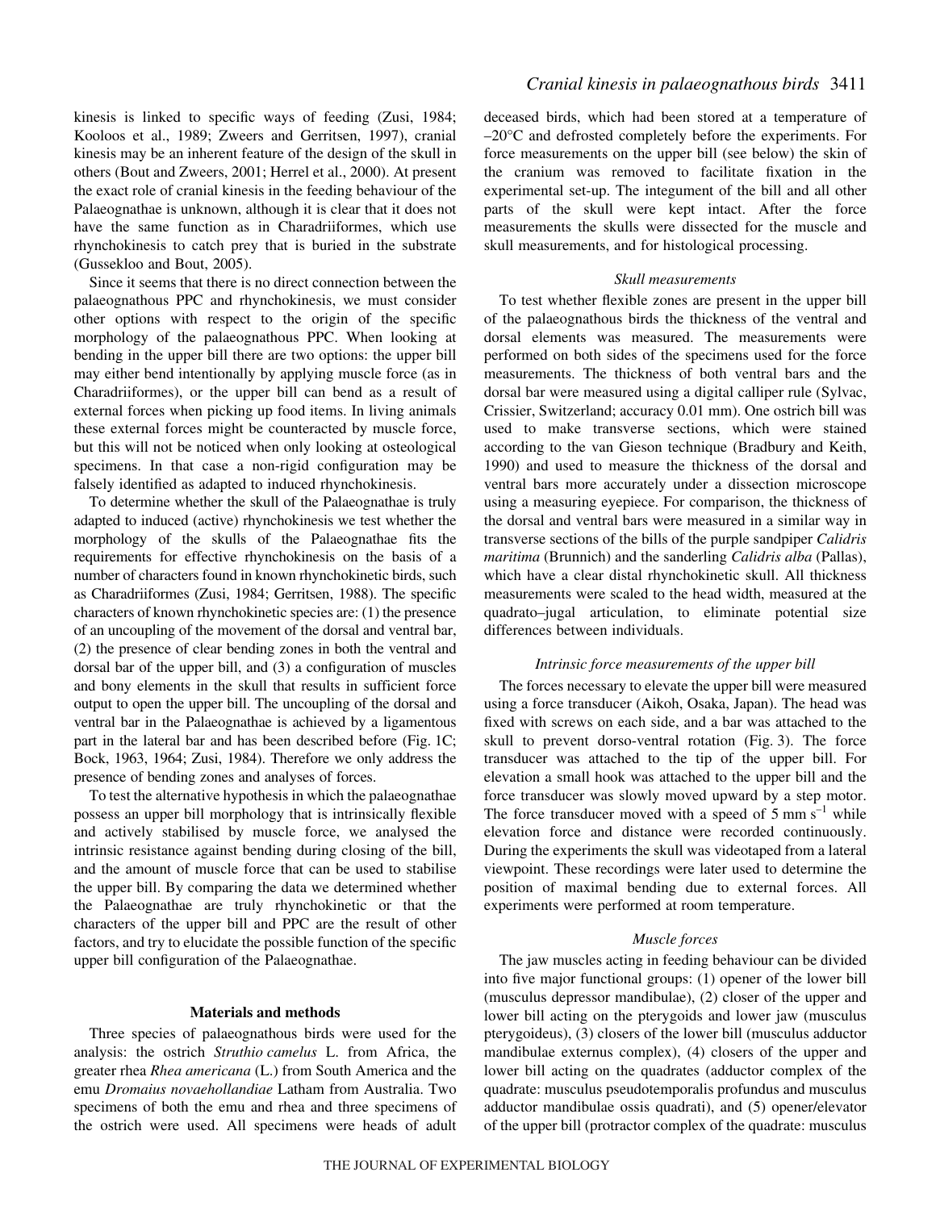kinesis is linked to specific ways of feeding (Zusi, 1984; Kooloos et al., 1989; Zweers and Gerritsen, 1997), cranial kinesis may be an inherent feature of the design of the skull in others (Bout and Zweers, 2001; Herrel et al., 2000). At present the exact role of cranial kinesis in the feeding behaviour of the Palaeognathae is unknown, although it is clear that it does not have the same function as in Charadriiformes, which use rhynchokinesis to catch prey that is buried in the substrate (Gussekloo and Bout, 2005).

Since it seems that there is no direct connection between the palaeognathous PPC and rhynchokinesis, we must consider other options with respect to the origin of the specific morphology of the palaeognathous PPC. When looking at bending in the upper bill there are two options: the upper bill may either bend intentionally by applying muscle force (as in Charadriiformes), or the upper bill can bend as a result of external forces when picking up food items. In living animals these external forces might be counteracted by muscle force, but this will not be noticed when only looking at osteological specimens. In that case a non-rigid configuration may be falsely identified as adapted to induced rhynchokinesis.

To determine whether the skull of the Palaeognathae is truly adapted to induced (active) rhynchokinesis we test whether the morphology of the skulls of the Palaeognathae fits the requirements for effective rhynchokinesis on the basis of a number of characters found in known rhynchokinetic birds, such as Charadriiformes (Zusi, 1984; Gerritsen, 1988). The specific characters of known rhynchokinetic species are: (1) the presence of an uncoupling of the movement of the dorsal and ventral bar, (2) the presence of clear bending zones in both the ventral and dorsal bar of the upper bill, and (3) a configuration of muscles and bony elements in the skull that results in sufficient force output to open the upper bill. The uncoupling of the dorsal and ventral bar in the Palaeognathae is achieved by a ligamentous part in the lateral bar and has been described before (Fig. 1C; Bock, 1963, 1964; Zusi, 1984). Therefore we only address the presence of bending zones and analyses of forces.

To test the alternative hypothesis in which the palaeognathae possess an upper bill morphology that is intrinsically flexible and actively stabilised by muscle force, we analysed the intrinsic resistance against bending during closing of the bill, and the amount of muscle force that can be used to stabilise the upper bill. By comparing the data we determined whether the Palaeognathae are truly rhynchokinetic or that the characters of the upper bill and PPC are the result of other factors, and try to elucidate the possible function of the specific upper bill configuration of the Palaeognathae.

## Materials and methods

Three species of palaeognathous birds were used for the analysis: the ostrich *Struthio camelus* L. from Africa, the greater rhea *Rhea americana* (L.) from South America and the emu *Dromaius novaehollandiae* Latham from Australia. Two specimens of both the emu and rhea and three specimens of the ostrich were used. All specimens were heads of adult deceased birds, which had been stored at a temperature of –20°C and defrosted completely before the experiments. For force measurements on the upper bill (see below) the skin of the cranium was removed to facilitate fixation in the experimental set-up. The integument of the bill and all other parts of the skull were kept intact. After the force measurements the skulls were dissected for the muscle and skull measurements, and for histological processing.

### *Skull measurements*

To test whether flexible zones are present in the upper bill of the palaeognathous birds the thickness of the ventral and dorsal elements was measured. The measurements were performed on both sides of the specimens used for the force measurements. The thickness of both ventral bars and the dorsal bar were measured using a digital calliper rule (Sylvac, Crissier, Switzerland; accuracy 0.01 mm). One ostrich bill was used to make transverse sections, which were stained according to the van Gieson technique (Bradbury and Keith, 1990) and used to measure the thickness of the dorsal and ventral bars more accurately under a dissection microscope using a measuring eyepiece. For comparison, the thickness of the dorsal and ventral bars were measured in a similar way in transverse sections of the bills of the purple sandpiper *Calidris maritima* (Brunnich) and the sanderling *Calidris alba* (Pallas), which have a clear distal rhynchokinetic skull. All thickness measurements were scaled to the head width, measured at the quadrato–jugal articulation, to eliminate potential size differences between individuals.

### *Intrinsic force measurements of the upper bill*

The forces necessary to elevate the upper bill were measured using a force transducer (Aikoh, Osaka, Japan). The head was fixed with screws on each side, and a bar was attached to the skull to prevent dorso-ventral rotation (Fig. 3). The force transducer was attached to the tip of the upper bill. For elevation a small hook was attached to the upper bill and the force transducer was slowly moved upward by a step motor. The force transducer moved with a speed of 5 mm $s^{-1}$ while elevation force and distance were recorded continuously. During the experiments the skull was videotaped from a lateral viewpoint. These recordings were later used to determine the position of maximal bending due to external forces. All experiments were performed at room temperature.

### *Muscle forces*

The jaw muscles acting in feeding behaviour can be divided into five major functional groups: (1) opener of the lower bill (musculus depressor mandibulae), (2) closer of the upper and lower bill acting on the pterygoids and lower jaw (musculus pterygoideus), (3) closers of the lower bill (musculus adductor mandibulae externus complex), (4) closers of the upper and lower bill acting on the quadrates (adductor complex of the quadrate: musculus pseudotemporalis profundus and musculus adductor mandibulae ossis quadrati), and (5) opener/elevator of the upper bill (protractor complex of the quadrate: musculus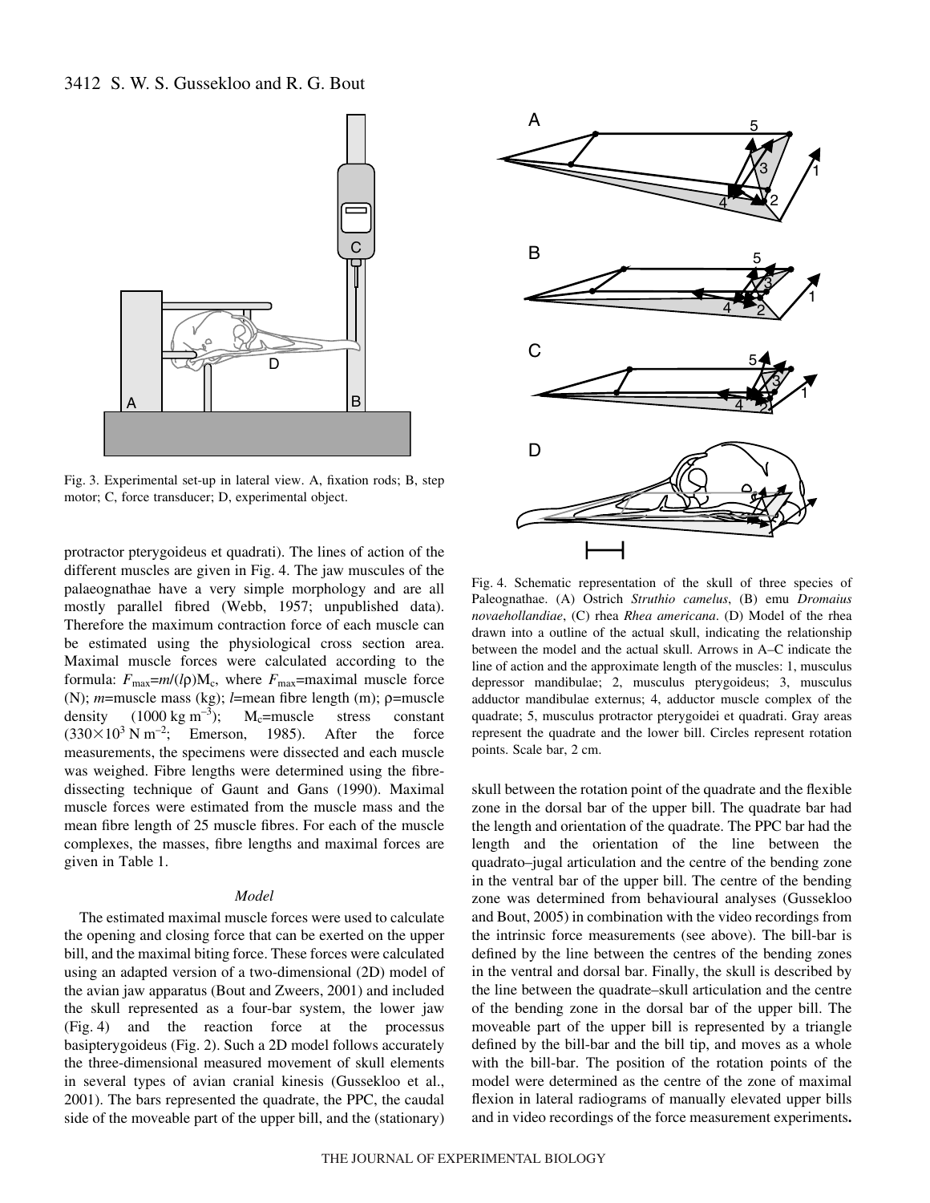Fig. 3. Experimental set-up in lateral view. A, fixation rods; B, step motor; C, force transducer; D, experimental object.

Fig. 4. Schematic representation of the skull of three species of Paleognathae. (A) Ostrich *Struthio camelus*, (B) emu *Dromaius novaehollandiae*, (C) rhea *Rhea americana*. (D) Model of the rhea drawn into a outline of the actual skull, indicating the relationship between the model and the actual skull. Arrows in A–C indicate the line of action and the approximate length of the muscles: 1, musculus depressor mandibulae; 2, musculus pterygoideus; 3, musculus adductor mandibulae externus; 4, adductor muscle complex of the quadrate; 5, musculus protractor pterygoidei et quadrati. Gray areas represent the quadrate and the lower bill. Circles represent rotation points. Scale bar, 2 cm.

protractor pterygoideus et quadrati). The lines of action of the different muscles are given in Fig. 4. The jaw muscules of the palaeognathae have a very simple morphology and are all mostly parallel fibred (Webb, 1957; unpublished data). Therefore the maximum contraction force of each muscle can be estimated using the physiological cross section area. Maximal muscle forces were calculated according to the formula: $F_{max}=m/(l\rho)M_c$, where $F_{max}$=maximal muscle force (N); $m$=muscle mass (kg); $l$=mean fibre length (m); $\rho$=muscle density ($1000\ kg\ m^{-3}$); $M_c$=muscle stress constant ($330\times10^3\ N\ m^{-2}$; Emerson, 1985). After the force measurements, the specimens were dissected and each muscle was weighed. Fibre lengths were determined using the fibre-dissecting technique of Gaunt and Gans (1990). Maximal muscle forces were estimated from the muscle mass and the mean fibre length of 25 muscle fibres. For each of the muscle complexes, the masses, fibre lengths and maximal forces are given in Table 1.

### *Model*

The estimated maximal muscle forces were used to calculate the opening and closing force that can be exerted on the upper bill, and the maximal biting force. These forces were calculated using an adapted version of a two-dimensional (2D) model of the avian jaw apparatus (Bout and Zweers, 2001) and included the skull represented as a four-bar system, the lower jaw (Fig. 4) and the reaction force at the processus basipterygoideus (Fig. 2). Such a 2D model follows accurately the three-dimensional measured movement of skull elements in several types of avian cranial kinesis (Gussekloo et al., 2001). The bars represented the quadrate, the PPC, the caudal side of the moveable part of the upper bill, and the (stationary) skull between the rotation point of the quadrate and the flexible zone in the dorsal bar of the upper bill. The quadrate bar had the length and orientation of the quadrate. The PPC bar had the length and the orientation of the line between the quadrato–jugal articulation and the centre of the bending zone in the ventral bar of the upper bill. The centre of the bending zone was determined from behavioural analyses (Gussekloo and Bout, 2005) in combination with the video recordings from the intrinsic force measurements (see above). The bill-bar is defined by the line between the centres of the bending zones in the ventral and dorsal bar. Finally, the skull is described by the line between the quadrate–skull articulation and the centre of the bending zone in the dorsal bar of the upper bill. The moveable part of the upper bill is represented by a triangle defined by the bill-bar and the bill tip, and moves as a whole with the bill-bar. The position of the rotation points of the model were determined as the centre of the zone of maximal flexion in lateral radiograms of manually elevated upper bills and in video recordings of the force measurement experiments.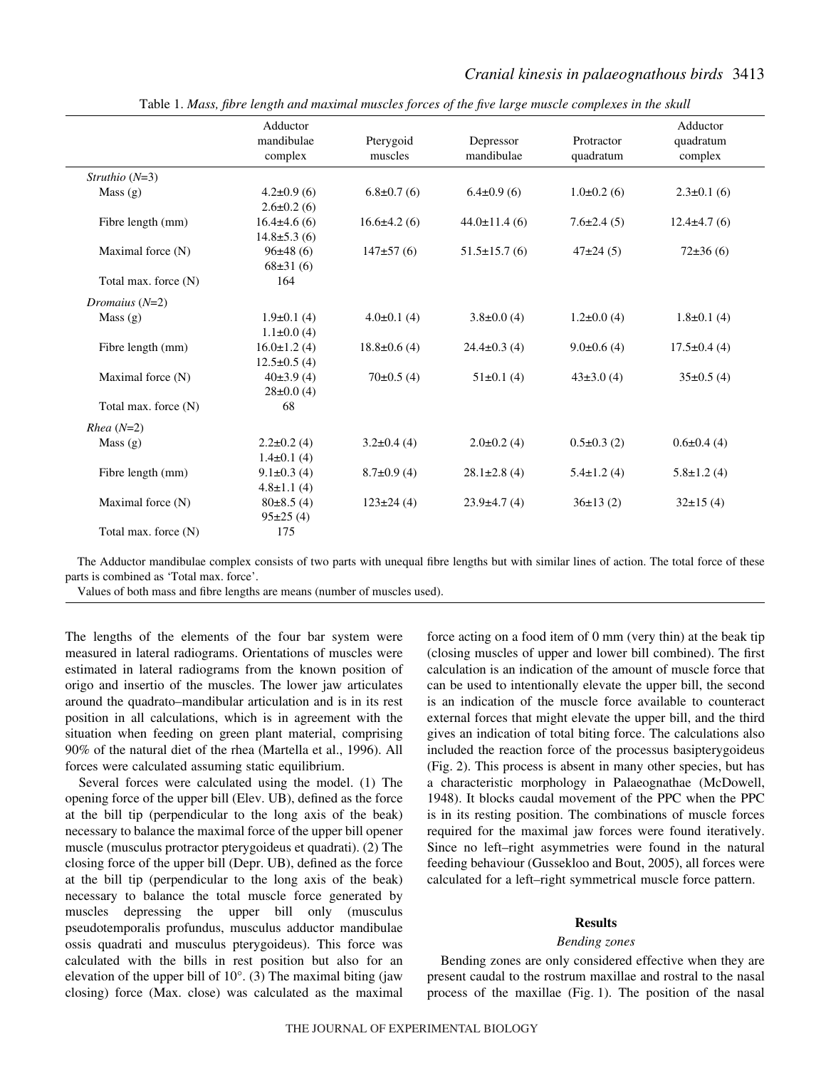Table 1. *Mass, fibre length and maximal muscles forces of the five large muscle complexes in the skull*

| | Adductor mandibulae complex | Pterygoid muscles | Depressor mandibulae | Protractor quadratum | Adductor quadratum complex |
|---|---|---|---|---|---|
| *Struthio* ($N$=3) | | | | | |
| Mass (g) | 4.2±0.9 (6)<br>2.6±0.2 (6) | 6.8±0.7 (6) | 6.4±0.9 (6) | 1.0±0.2 (6) | 2.3±0.1 (6) |
| Fibre length (mm) | 16.4±4.6 (6)<br>14.8±5.3 (6) | 16.6±4.2 (6) | 44.0±11.4 (6) | 7.6±2.4 (5) | 12.4±4.7 (6) |
| Maximal force (N) | 96±48 (6)<br>68±31 (6) | 147±57 (6) | 51.5±15.7 (6) | 47±24 (5) | 72±36 (6) |
| Total max. force (N) | 164 | | | | |
| *Dromaius* ($N$=2) | | | | | |
| Mass (g) | 1.9±0.1 (4)<br>1.1±0.0 (4) | 4.0±0.1 (4) | 3.8±0.0 (4) | 1.2±0.0 (4) | 1.8±0.1 (4) |
| Fibre length (mm) | 16.0±1.2 (4)<br>12.5±0.5 (4) | 18.8±0.6 (4) | 24.4±0.3 (4) | 9.0±0.6 (4) | 17.5±0.4 (4) |
| Maximal force (N) | 40±3.9 (4)<br>28±0.0 (4) | 70±0.5 (4) | 51±0.1 (4) | 43±3.0 (4) | 35±0.5 (4) |
| Total max. force (N) | 68 | | | | |
| *Rhea* ($N$=2) | | | | | |
| Mass (g) | 2.2±0.2 (4)<br>1.4±0.1 (4) | 3.2±0.4 (4) | 2.0±0.2 (4) | 0.5±0.3 (2) | 0.6±0.4 (4) |
| Fibre length (mm) | 9.1±0.3 (4)<br>4.8±1.1 (4) | 8.7±0.9 (4) | 28.1±2.8 (4) | 5.4±1.2 (4) | 5.8±1.2 (4) |
| Maximal force (N) | 80±8.5 (4)<br>95±25 (4) | 123±24 (4) | 23.9±4.7 (4) | 36±13 (2) | 32±15 (4) |
| Total max. force (N) | 175 | | | | |

The Adductor mandibulae complex consists of two parts with unequal fibre lengths but with similar lines of action. The total force of these parts is combined as 'Total max. force'.

Values of both mass and fibre lengths are means (number of muscles used).

The lengths of the elements of the four bar system were measured in lateral radiograms. Orientations of muscles were estimated in lateral radiograms from the known position of origo and insertio of the muscles. The lower jaw articulates around the quadrato–mandibular articulation and is in its rest position in all calculations, which is in agreement with the situation when feeding on green plant material, comprising 90% of the natural diet of the rhea (Martella et al., 1996). All forces were calculated assuming static equilibrium.

Several forces were calculated using the model. (1) The opening force of the upper bill (Elev. UB), defined as the force at the bill tip (perpendicular to the long axis of the beak) necessary to balance the maximal force of the upper bill opener muscle (musculus protractor pterygoideus et quadrati). (2) The closing force of the upper bill (Depr. UB), defined as the force at the bill tip (perpendicular to the long axis of the beak) necessary to balance the total muscle force generated by muscles depressing the upper bill only (musculus pseudotemporalis profundus, musculus adductor mandibulae ossis quadrati and musculus pterygoideus). This force was calculated with the bills in rest position but also for an elevation of the upper bill of 10°. (3) The maximal biting (jaw closing) force (Max. close) was calculated as the maximal force acting on a food item of 0 mm (very thin) at the beak tip (closing muscles of upper and lower bill combined). The first calculation is an indication of the amount of muscle force that can be used to intentionally elevate the upper bill, the second is an indication of the muscle force available to counteract external forces that might elevate the upper bill, and the third gives an indication of total biting force. The calculations also included the reaction force of the processus basipterygoideus (Fig. 2). This process is absent in many other species, but has a characteristic morphology in Palaeognathae (McDowell, 1948). It blocks caudal movement of the PPC when the PPC is in its resting position. The combinations of muscle forces required for the maximal jaw forces were found iteratively. Since no left–right asymmetries were found in the natural feeding behaviour (Gussekloo and Bout, 2005), all forces were calculated for a left–right symmetrical muscle force pattern.

## Results

### *Bending zones*

Bending zones are only considered effective when they are present caudal to the rostrum maxillae and rostral to the nasal process of the maxillae (Fig. 1). The position of the nasal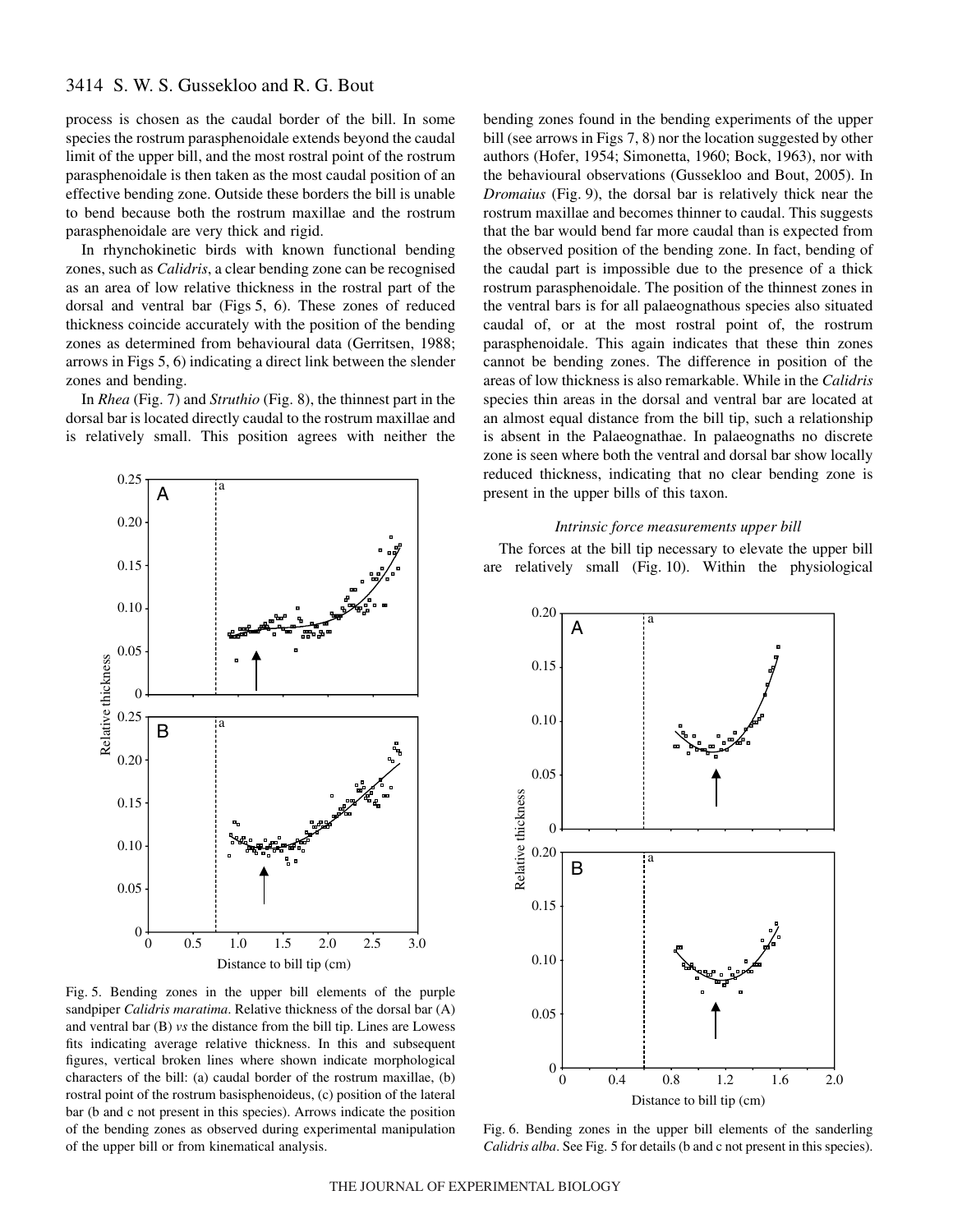process is chosen as the caudal border of the bill. In some species the rostrum parasphenoidale extends beyond the caudal limit of the upper bill, and the most rostral point of the rostrum parasphenoidale is then taken as the most caudal position of an effective bending zone. Outside these borders the bill is unable to bend because both the rostrum maxillae and the rostrum parasphenoidale are very thick and rigid.

In rhynchokinetic birds with known functional bending zones, such as *Calidris*, a clear bending zone can be recognised as an area of low relative thickness in the rostral part of the dorsal and ventral bar (Figs 5, 6). These zones of reduced thickness coincide accurately with the position of the bending zones as determined from behavioural data (Gerritsen, 1988; arrows in Figs 5, 6) indicating a direct link between the slender zones and bending.

In *Rhea* (Fig. 7) and *Struthio* (Fig. 8), the thinnest part in the dorsal bar is located directly caudal to the rostrum maxillae and is relatively small. This position agrees with neither the bending zones found in the bending experiments of the upper bill (see arrows in Figs 7, 8) nor the location suggested by other authors (Hofer, 1954; Simonetta, 1960; Bock, 1963), nor with the behavioural observations (Gussekloo and Bout, 2005). In *Dromaius* (Fig. 9), the dorsal bar is relatively thick near the rostrum maxillae and becomes thinner to caudal. This suggests that the bar would bend far more caudal than is expected from the observed position of the bending zone. In fact, bending of the caudal part is impossible due to the presence of a thick rostrum parasphenoidale. The position of the thinnest zones in the ventral bars is for all palaeognathous species also situated caudal of, or at the most rostral point of, the rostrum parasphenoidale. This again indicates that these thin zones cannot be bending zones. The difference in position of the areas of low thickness is also remarkable. While in the *Calidris* species thin areas in the dorsal and ventral bar are located at an almost equal distance from the bill tip, such a relationship is absent in the Palaeognathae. In palaeognaths no discrete zone is seen where both the ventral and dorsal bar show locally reduced thickness, indicating that no clear bending zone is present in the upper bills of this taxon.

Fig. 5. Bending zones in the upper bill elements of the purple sandpiper *Calidris maratima*. Relative thickness of the dorsal bar (A) and ventral bar (B) *vs* the distance from the bill tip. Lines are Lowess fits indicating average relative thickness. In this and subsequent figures, vertical broken lines where shown indicate morphological characters of the bill: (a) caudal border of the rostrum maxillae, (b) rostral point of the rostrum basisphenoideus, (c) position of the lateral bar (b and c not present in this species). Arrows indicate the position of the bending zones as observed during experimental manipulation of the upper bill or from kinematical analysis.

### *Intrinsic force measurements upper bill*

The forces at the bill tip necessary to elevate the upper bill are relatively small (Fig. 10). Within the physiological

Fig. 6. Bending zones in the upper bill elements of the sanderling *Calidris alba*. See Fig. 5 for details (b and c not present in this species).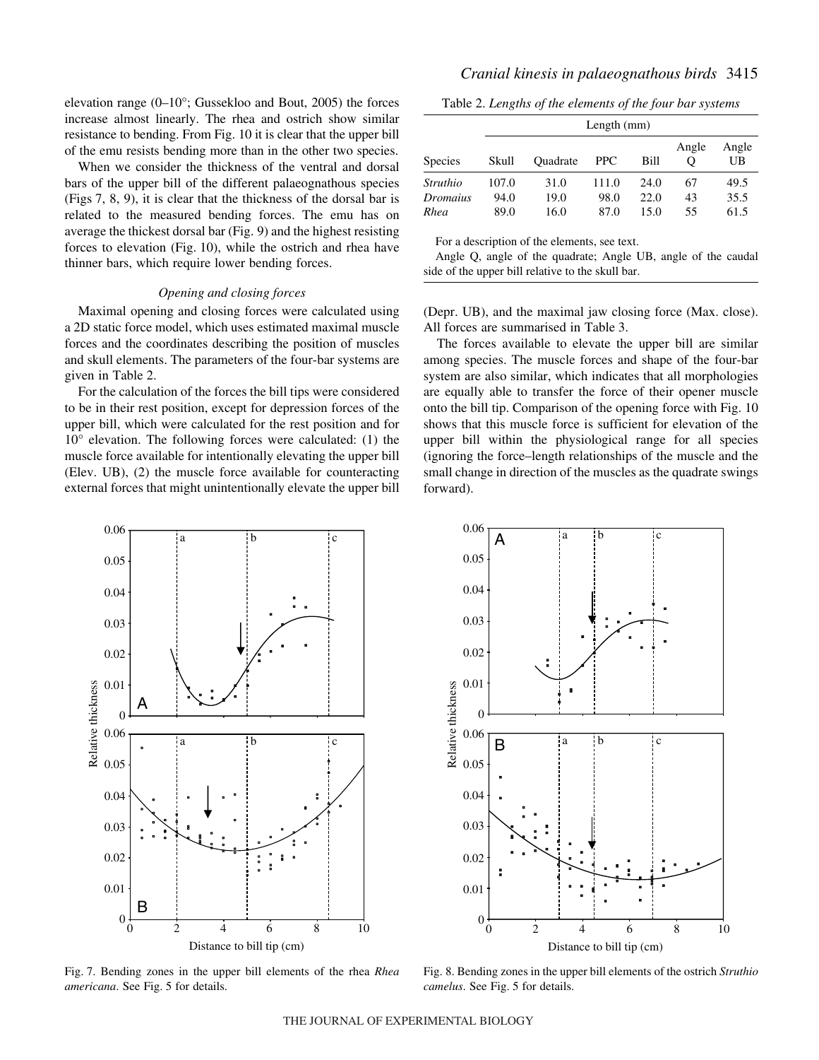elevation range (0–10°; Gussekloo and Bout, 2005) the forces increase almost linearly. The rhea and ostrich show similar resistance to bending. From Fig. 10 it is clear that the upper bill of the emu resists bending more than in the other two species.

When we consider the thickness of the ventral and dorsal bars of the upper bill of the different palaeognathous species (Figs 7, 8, 9), it is clear that the thickness of the dorsal bar is related to the measured bending forces. The emu has on average the thickest dorsal bar (Fig. 9) and the highest resisting forces to elevation (Fig. 10), while the ostrich and rhea have thinner bars, which require lower bending forces.

### *Opening and closing forces*

Maximal opening and closing forces were calculated using a 2D static force model, which uses estimated maximal muscle forces and the coordinates describing the position of muscles and skull elements. The parameters of the four-bar systems are given in Table 2.

For the calculation of the forces the bill tips were considered to be in their rest position, except for depression forces of the upper bill, which were calculated for the rest position and for 10° elevation. The following forces were calculated: (1) the muscle force available for intentionally elevating the upper bill (Elev. UB), (2) the muscle force available for counteracting external forces that might unintentionally elevate the upper bill (Depr. UB), and the maximal jaw closing force (Max. close). All forces are summarised in Table 3.

The forces available to elevate the upper bill are similar among species. The muscle forces and shape of the four-bar system are also similar, which indicates that all morphologies are equally able to transfer the force of their opener muscle onto the bill tip. Comparison of the opening force with Fig. 10 shows that this muscle force is sufficient for elevation of the upper bill within the physiological range for all species (ignoring the force–length relationships of the muscle and the small change in direction of the muscles as the quadrate swings forward).

Table 2. *Lengths of the elements of the four bar systems*

| | Length (mm) | | | | | |
|---|---|---|---|---|---|---|
| Species | Skull | Quadrate | PPC | Bill | Angle Q | Angle UB |
| *Struthio* | 107.0 | 31.0 | 111.0 | 24.0 | 67 | 49.5 |
| *Dromaius* | 94.0 | 19.0 | 98.0 | 22.0 | 43 | 35.5 |
| *Rhea* | 89.0 | 16.0 | 87.0 | 15.0 | 55 | 61.5 |

For a description of the elements, see text.

Angle Q, angle of the quadrate; Angle UB, angle of the caudal side of the upper bill relative to the skull bar.

Fig. 7. Bending zones in the upper bill elements of the rhea *Rhea americana*. See Fig. 5 for details.

Fig. 8. Bending zones in the upper bill elements of the ostrich *Struthio camelus*. See Fig. 5 for details.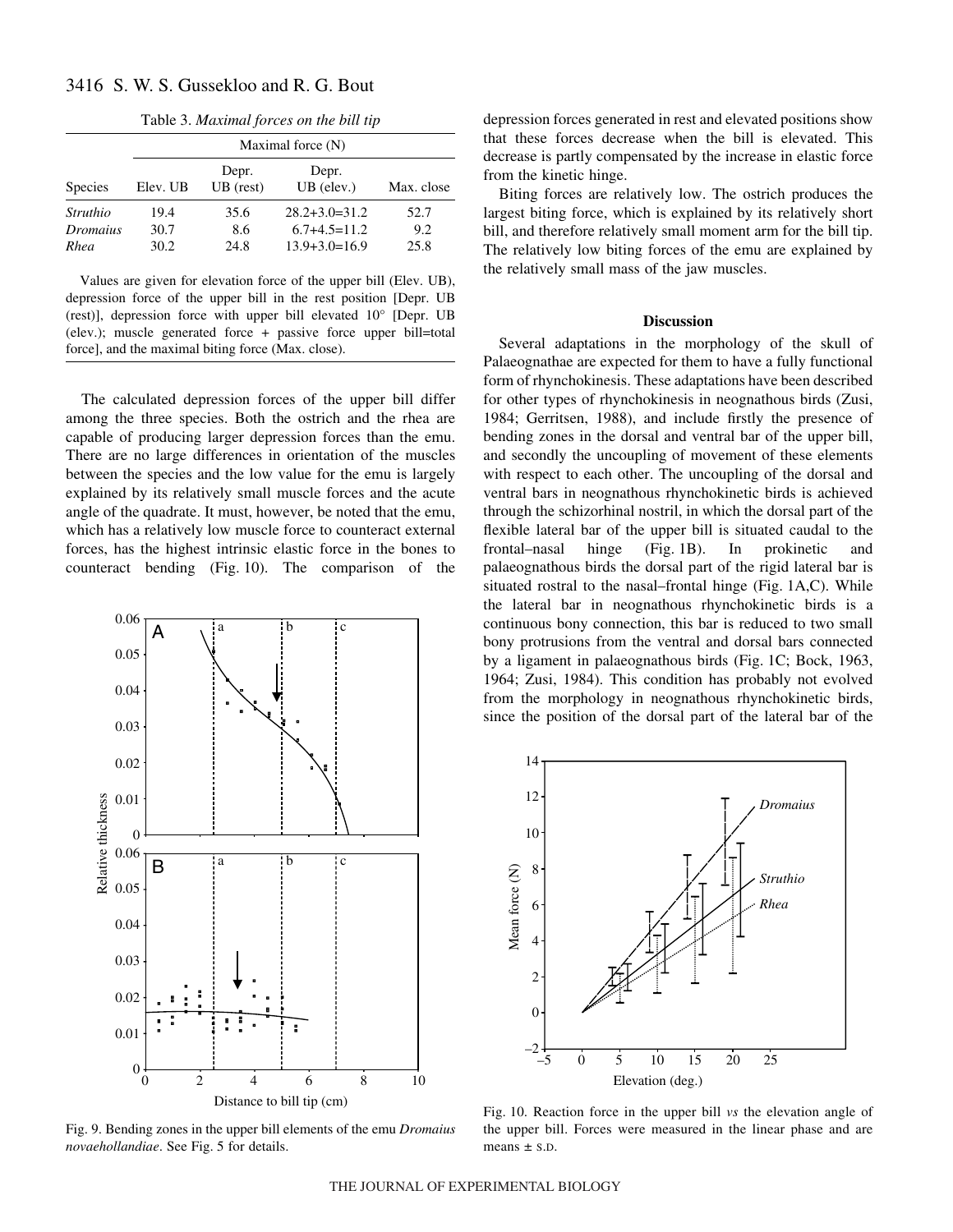Table 3. *Maximal forces on the bill tip*

| | Maximal force (N) | | | |
|---|---|---|---|---|
| Species | Elev. UB | Depr. UB (rest) | Depr. UB (elev.) | Max. close |
| *Struthio* | 19.4 | 35.6 | 28.2+3.0=31.2 | 52.7 |
| *Dromaius* | 30.7 | 8.6 | 6.7+4.5=11.2 | 9.2 |
| *Rhea* | 30.2 | 24.8 | 13.9+3.0=16.9 | 25.8 |

Values are given for elevation force of the upper bill (Elev. UB), depression force of the upper bill in the rest position [Depr. UB (rest)], depression force with upper bill elevated 10° [Depr. UB (elev.); muscle generated force + passive force upper bill=total force], and the maximal biting force (Max. close).

The calculated depression forces of the upper bill differ among the three species. Both the ostrich and the rhea are capable of producing larger depression forces than the emu. There are no large differences in orientation of the muscles between the species and the low value for the emu is largely explained by its relatively small muscle forces and the acute angle of the quadrate. It must, however, be noted that the emu, which has a relatively low muscle force to counteract external forces, has the highest intrinsic elastic force in the bones to counteract bending (Fig. 10). The comparison of the depression forces generated in rest and elevated positions show that these forces decrease when the bill is elevated. This decrease is partly compensated by the increase in elastic force from the kinetic hinge.

Biting forces are relatively low. The ostrich produces the largest biting force, which is explained by its relatively short bill, and therefore relatively small moment arm for the bill tip. The relatively low biting forces of the emu are explained by the relatively small mass of the jaw muscles.

Fig. 9. Bending zones in the upper bill elements of the emu *Dromaius novaehollandiae*. See Fig. 5 for details.

## Discussion

Several adaptations in the morphology of the skull of Palaeognathae are expected for them to have a fully functional form of rhynchokinesis. These adaptations have been described for other types of rhynchokinesis in neognathous birds (Zusi, 1984; Gerritsen, 1988), and include firstly the presence of bending zones in the dorsal and ventral bar of the upper bill, and secondly the uncoupling of movement of these elements with respect to each other. The uncoupling of the dorsal and ventral bars in neognathous rhynchokinetic birds is achieved through the schizorhinal nostril, in which the dorsal part of the flexible lateral bar of the upper bill is situated caudal to the frontal–nasal hinge (Fig. 1B). In prokinetic and palaeognathous birds the dorsal part of the rigid lateral bar is situated rostral to the nasal–frontal hinge (Fig. 1A,C). While the lateral bar in neognathous rhynchokinetic birds is a continuous bony connection, this bar is reduced to two small bony protrusions from the ventral and dorsal bars connected by a ligament in palaeognathous birds (Fig. 1C; Bock, 1963, 1964; Zusi, 1984). This condition has probably not evolved from the morphology in neognathous rhynchokinetic birds, since the position of the dorsal part of the lateral bar of the

Fig. 10. Reaction force in the upper bill *vs* the elevation angle of the upper bill. Forces were measured in the linear phase and are means ± S.D.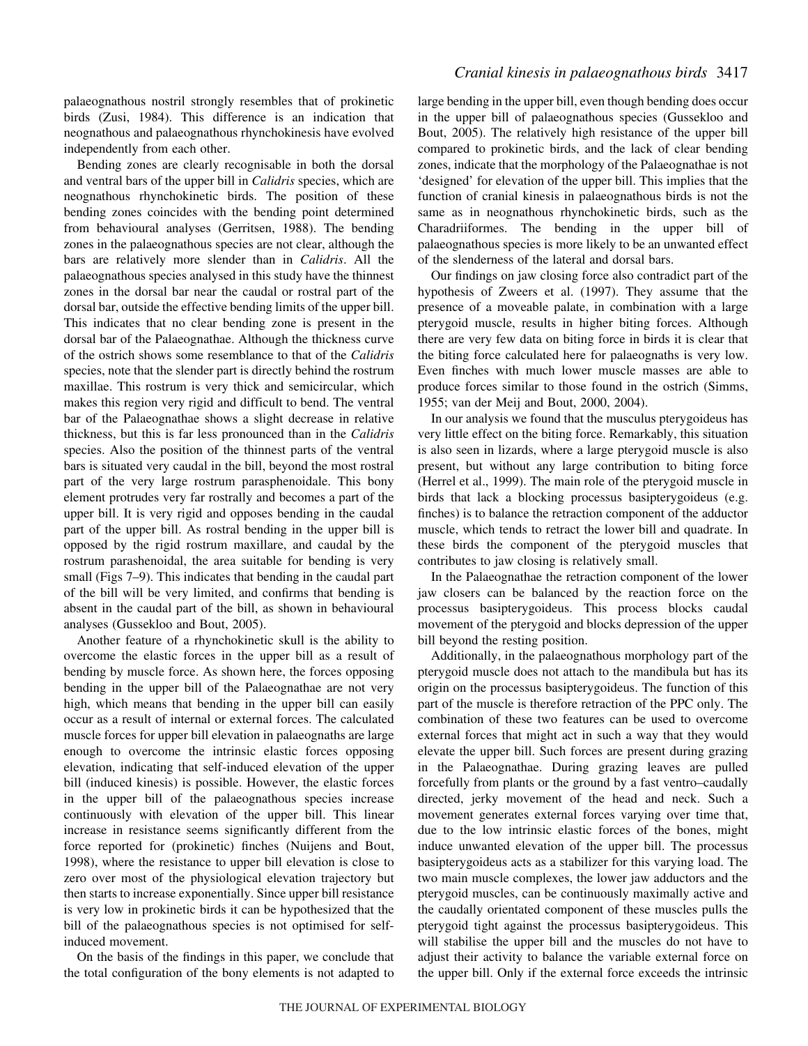palaeognathous nostril strongly resembles that of prokinetic birds (Zusi, 1984). This difference is an indication that neognathous and palaeognathous rhynchokinesis have evolved independently from each other.

Bending zones are clearly recognisable in both the dorsal and ventral bars of the upper bill in *Calidris* species, which are neognathous rhynchokinetic birds. The position of these bending zones coincides with the bending point determined from behavioural analyses (Gerritsen, 1988). The bending zones in the palaeognathous species are not clear, although the bars are relatively more slender than in *Calidris*. All the palaeognathous species analysed in this study have the thinnest zones in the dorsal bar near the caudal or rostral part of the dorsal bar, outside the effective bending limits of the upper bill. This indicates that no clear bending zone is present in the dorsal bar of the Palaeognathae. Although the thickness curve of the ostrich shows some resemblance to that of the *Calidris* species, note that the slender part is directly behind the rostrum maxillae. This rostrum is very thick and semicircular, which makes this region very rigid and difficult to bend. The ventral bar of the Palaeognathae shows a slight decrease in relative thickness, but this is far less pronounced than in the *Calidris* species. Also the position of the thinnest parts of the ventral bars is situated very caudal in the bill, beyond the most rostral part of the very large rostrum parasphenoidale. This bony element protrudes very far rostrally and becomes a part of the upper bill. It is very rigid and opposes bending in the caudal part of the upper bill. As rostral bending in the upper bill is opposed by the rigid rostrum maxillare, and caudal by the rostrum parashenoidal, the area suitable for bending is very small (Figs 7–9). This indicates that bending in the caudal part of the bill will be very limited, and confirms that bending is absent in the caudal part of the bill, as shown in behavioural analyses (Gussekloo and Bout, 2005).

Another feature of a rhynchokinetic skull is the ability to overcome the elastic forces in the upper bill as a result of bending by muscle force. As shown here, the forces opposing bending in the upper bill of the Palaeognathae are not very high, which means that bending in the upper bill can easily occur as a result of internal or external forces. The calculated muscle forces for upper bill elevation in palaeognaths are large enough to overcome the intrinsic elastic forces opposing elevation, indicating that self-induced elevation of the upper bill (induced kinesis) is possible. However, the elastic forces in the upper bill of the palaeognathous species increase continuously with elevation of the upper bill. This linear increase in resistance seems significantly different from the force reported for (prokinetic) finches (Nuijens and Bout, 1998), where the resistance to upper bill elevation is close to zero over most of the physiological elevation trajectory but then starts to increase exponentially. Since upper bill resistance is very low in prokinetic birds it can be hypothesized that the bill of the palaeognathous species is not optimised for self-induced movement.

On the basis of the findings in this paper, we conclude that the total configuration of the bony elements is not adapted to large bending in the upper bill, even though bending does occur in the upper bill of palaeognathous species (Gussekloo and Bout, 2005). The relatively high resistance of the upper bill compared to prokinetic birds, and the lack of clear bending zones, indicate that the morphology of the Palaeognathae is not 'designed' for elevation of the upper bill. This implies that the function of cranial kinesis in palaeognathous birds is not the same as in neognathous rhynchokinetic birds, such as the Charadriiformes. The bending in the upper bill of palaeognathous species is more likely to be an unwanted effect of the slenderness of the lateral and dorsal bars.

Our findings on jaw closing force also contradict part of the hypothesis of Zweers et al. (1997). They assume that the presence of a moveable palate, in combination with a large pterygoid muscle, results in higher biting forces. Although there are very few data on biting force in birds it is clear that the biting force calculated here for palaeognaths is very low. Even finches with much lower muscle masses are able to produce forces similar to those found in the ostrich (Simms, 1955; van der Meij and Bout, 2000, 2004).

In our analysis we found that the musculus pterygoideus has very little effect on the biting force. Remarkably, this situation is also seen in lizards, where a large pterygoid muscle is also present, but without any large contribution to biting force (Herrel et al., 1999). The main role of the pterygoid muscle in birds that lack a blocking processus basipterygoideus (e.g. finches) is to balance the retraction component of the adductor muscle, which tends to retract the lower bill and quadrate. In these birds the component of the pterygoid muscles that contributes to jaw closing is relatively small.

In the Palaeognathae the retraction component of the lower jaw closers can be balanced by the reaction force on the processus basipterygoideus. This process blocks caudal movement of the pterygoid and blocks depression of the upper bill beyond the resting position.

Additionally, in the palaeognathous morphology part of the pterygoid muscle does not attach to the mandibula but has its origin on the processus basipterygoideus. The function of this part of the muscle is therefore retraction of the PPC only. The combination of these two features can be used to overcome external forces that might act in such a way that they would elevate the upper bill. Such forces are present during grazing in the Palaeognathae. During grazing leaves are pulled forcefully from plants or the ground by a fast ventro–caudally directed, jerky movement of the head and neck. Such a movement generates external forces varying over time that, due to the low intrinsic elastic forces of the bones, might induce unwanted elevation of the upper bill. The processus basipterygoideus acts as a stabilizer for this varying load. The two main muscle complexes, the lower jaw adductors and the pterygoid muscles, can be continuously maximally active and the caudally orientated component of these muscles pulls the pterygoid tight against the processus basipterygoideus. This will stabilise the upper bill and the muscles do not have to adjust their activity to balance the variable external force on the upper bill. Only if the external force exceeds the intrinsic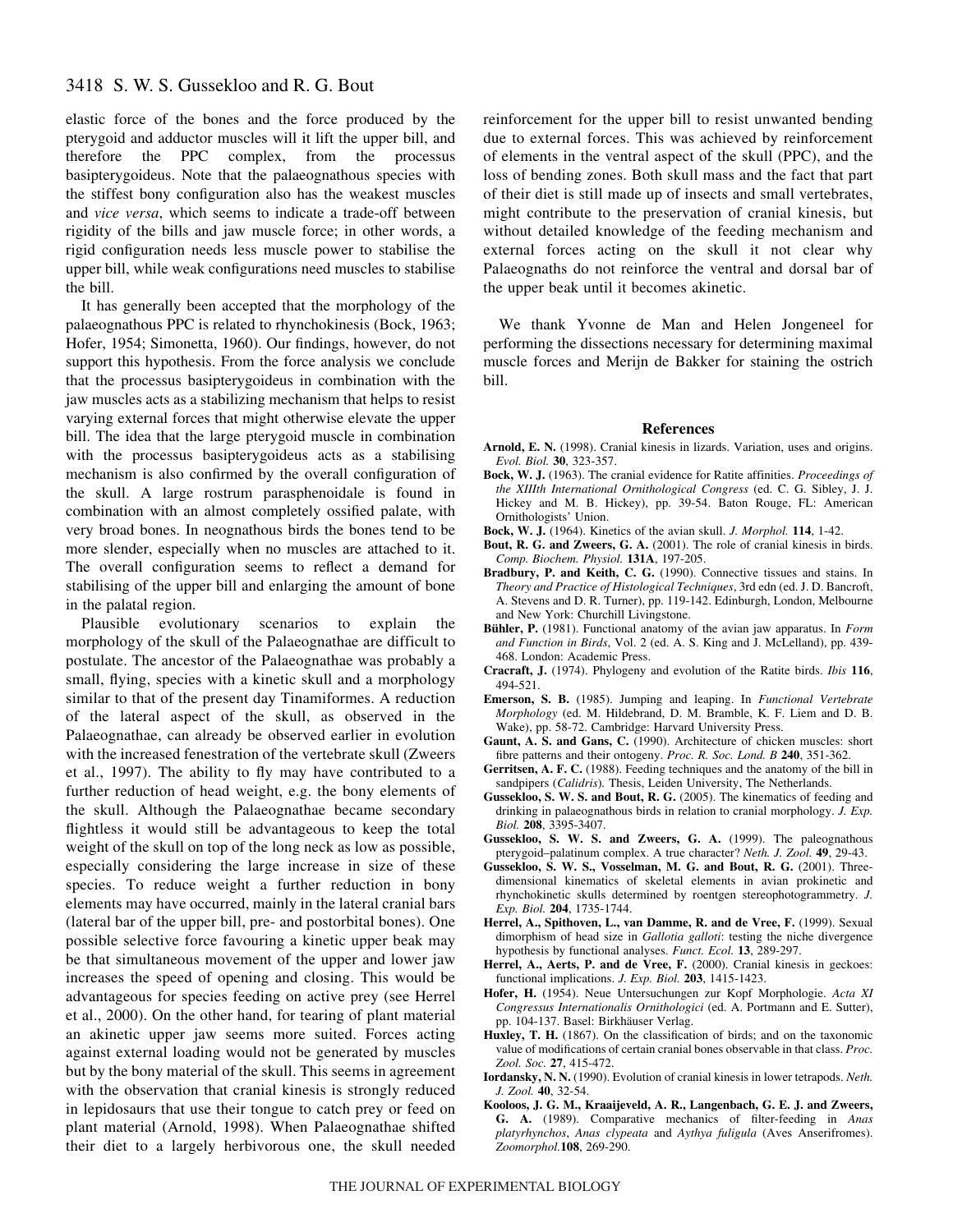elastic force of the bones and the force produced by the pterygoid and adductor muscles will it lift the upper bill, and therefore the PPC complex, from the processus basipterygoideus. Note that the palaeognathous species with the stiffest bony configuration also has the weakest muscles and *vice versa*, which seems to indicate a trade-off between rigidity of the bills and jaw muscle force; in other words, a rigid configuration needs less muscle power to stabilise the upper bill, while weak configurations need muscles to stabilise the bill.

It has generally been accepted that the morphology of the palaeognathous PPC is related to rhynchokinesis (Bock, 1963; Hofer, 1954; Simonetta, 1960). Our findings, however, do not support this hypothesis. From the force analysis we conclude that the processus basipterygoideus in combination with the jaw muscles acts as a stabilizing mechanism that helps to resist varying external forces that might otherwise elevate the upper bill. The idea that the large pterygoid muscle in combination with the processus basipterygoideus acts as a stabilising mechanism is also confirmed by the overall configuration of the skull. A large rostrum parasphenoidale is found in combination with an almost completely ossified palate, with very broad bones. In neognathous birds the bones tend to be more slender, especially when no muscles are attached to it. The overall configuration seems to reflect a demand for stabilising of the upper bill and enlarging the amount of bone in the palatal region.

Plausible evolutionary scenarios to explain the morphology of the skull of the Palaeognathae are difficult to postulate. The ancestor of the Palaeognathae was probably a small, flying, species with a kinetic skull and a morphology similar to that of the present day Tinamiformes. A reduction of the lateral aspect of the skull, as observed in the Palaeognathae, can already be observed earlier in evolution with the increased fenestration of the vertebrate skull (Zweers et al., 1997). The ability to fly may have contributed to a further reduction of head weight, e.g. the bony elements of the skull. Although the Palaeognathae became secondary flightless it would still be advantageous to keep the total weight of the skull on top of the long neck as low as possible, especially considering the large increase in size of these species. To reduce weight a further reduction in bony elements may have occurred, mainly in the lateral cranial bars (lateral bar of the upper bill, pre- and postorbital bones). One possible selective force favouring a kinetic upper beak may be that simultaneous movement of the upper and lower jaw increases the speed of opening and closing. This would be advantageous for species feeding on active prey (see Herrel et al., 2000). On the other hand, for tearing of plant material an akinetic upper jaw seems more suited. Forces acting against external loading would not be generated by muscles but by the bony material of the skull. This seems in agreement with the observation that cranial kinesis is strongly reduced in lepidosaurs that use their tongue to catch prey or feed on plant material (Arnold, 1998). When Palaeognathae shifted their diet to a largely herbivorous one, the skull needed reinforcement for the upper bill to resist unwanted bending due to external forces. This was achieved by reinforcement of elements in the ventral aspect of the skull (PPC), and the loss of bending zones. Both skull mass and the fact that part of their diet is still made up of insects and small vertebrates, might contribute to the preservation of cranial kinesis, but without detailed knowledge of the feeding mechanism and external forces acting on the skull it not clear why Palaeognaths do not reinforce the ventral and dorsal bar of the upper beak until it becomes akinetic.

We thank Yvonne de Man and Helen Jongeneel for performing the dissections necessary for determining maximal muscle forces and Merijn de Bakker for staining the ostrich bill.

## References

**Arnold, E. N.** (1998). Cranial kinesis in lizards. Variation, uses and origins. *Evol. Biol.* **30**, 323-357.

**Bock, W. J.** (1963). The cranial evidence for Ratite affinities. *Proceedings of the XIIIth International Ornithological Congress* (ed. C. G. Sibley, J. J. Hickey and M. B. Hickey), pp. 39-54. Baton Rouge, FL: American Ornithologists' Union.

**Bock, W. J.** (1964). Kinetics of the avian skull. *J. Morphol.* **114**, 1-42.

**Bout, R. G. and Zweers, G. A.** (2001). The role of cranial kinesis in birds. *Comp. Biochem. Physiol.* **131A**, 197-205.

**Bradbury, P. and Keith, C. G.** (1990). Connective tissues and stains. In *Theory and Practice of Histological Techniques*, 3rd edn (ed. J. D. Bancroft, A. Stevens and D. R. Turner), pp. 119-142. Edinburgh, London, Melbourne and New York: Churchill Livingstone.

**Bühler, P.** (1981). Functional anatomy of the avian jaw apparatus. In *Form and Function in Birds*, Vol. 2 (ed. A. S. King and J. McLelland), pp. 439-468. London: Academic Press.

**Cracraft, J.** (1974). Phylogeny and evolution of the Ratite birds. *Ibis* **116**, 494-521.

**Emerson, S. B.** (1985). Jumping and leaping. In *Functional Vertebrate Morphology* (ed. M. Hildebrand, D. M. Bramble, K. F. Liem and D. B. Wake), pp. 58-72. Cambridge: Harvard University Press.

**Gaunt, A. S. and Gans, C.** (1990). Architecture of chicken muscles: short fibre patterns and their ontogeny. *Proc. R. Soc. Lond. B* **240**, 351-362.

**Gerritsen, A. F. C.** (1988). Feeding techniques and the anatomy of the bill in sandpipers (*Calidris*). Thesis, Leiden University, The Netherlands.

**Gussekloo, S. W. S. and Bout, R. G.** (2005). The kinematics of feeding and drinking in palaeognathous birds in relation to cranial morphology. *J. Exp. Biol.* **208**, 3395-3407.

**Gussekloo, S. W. S. and Zweers, G. A.** (1999). The paleognathous pterygoid–palatinum complex. A true character? *Neth. J. Zool.* **49**, 29-43.

**Gussekloo, S. W. S., Vosselman, M. G. and Bout, R. G.** (2001). Three-dimensional kinematics of skeletal elements in avian prokinetic and rhynchokinetic skulls determined by roentgen stereophotogrammetry. *J. Exp. Biol.* **204**, 1735-1744.

**Herrel, A., Spithoven, L., van Damme, R. and de Vree, F.** (1999). Sexual dimorphism of head size in *Gallotia galloti*: testing the niche divergence hypothesis by functional analyses. *Funct. Ecol.* **13**, 289-297.

**Herrel, A., Aerts, P. and de Vree, F.** (2000). Cranial kinesis in geckoes: functional implications. *J. Exp. Biol.* **203**, 1415-1423.

**Hofer, H.** (1954). Neue Untersuchungen zur Kopf Morphologie. *Acta XI Congressus Internationalis Ornithologici* (ed. A. Portmann and E. Sutter), pp. 104-137. Basel: Birkhäuser Verlag.

**Huxley, T. H.** (1867). On the classification of birds; and on the taxonomic value of modifications of certain cranial bones observable in that class. *Proc. Zool. Soc.* **27**, 415-472.

**Iordansky, N. N.** (1990). Evolution of cranial kinesis in lower tetrapods. *Neth. J. Zool.* **40**, 32-54.

**Kooloos, J. G. M., Kraaijeveld, A. R., Langenbach, G. E. J. and Zweers, G. A.** (1989). Comparative mechanics of filter-feeding in *Anas platyrhynchos*, *Anas clypeata* and *Aythya fuligula* (Aves Anserifromes). *Zoomorphol.* **108**, 269-290.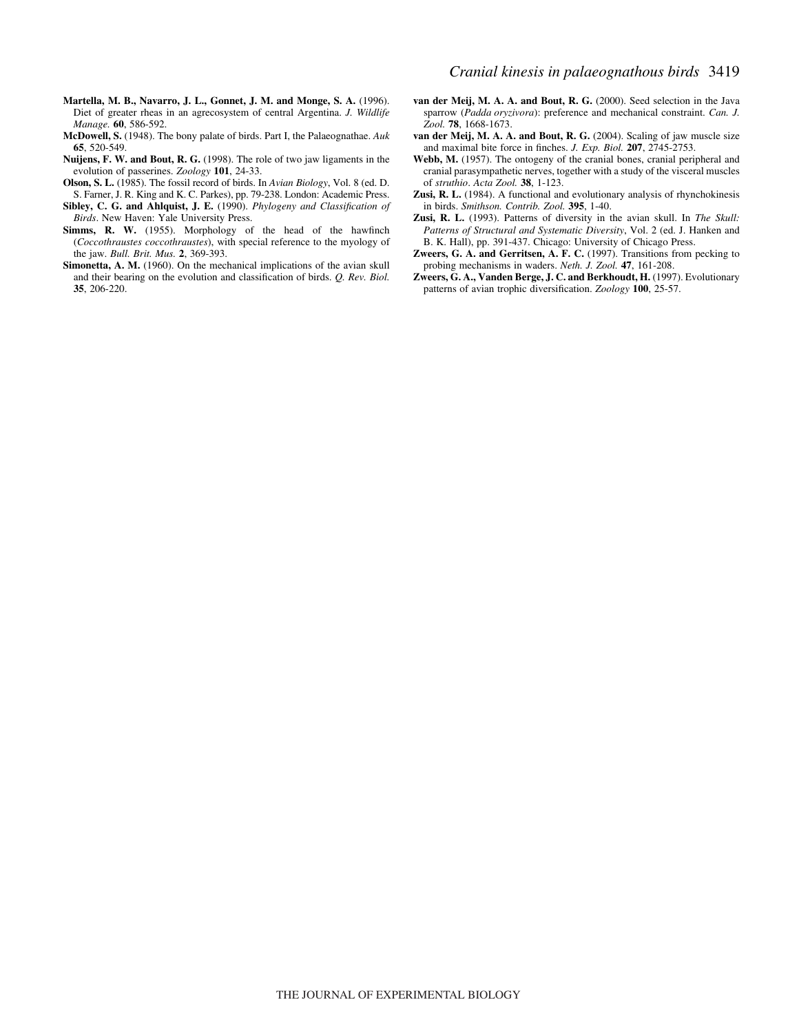**Martella, M. B., Navarro, J. L., Gonnet, J. M. and Monge, S. A.** (1996). Diet of greater rheas in an agrecosystem of central Argentina. *J. Wildlife Manage.* **60**, 586-592.

**McDowell, S.** (1948). The bony palate of birds. Part I, the Palaeognathae. *Auk* **65**, 520-549.

**Nuijens, F. W. and Bout, R. G.** (1998). The role of two jaw ligaments in the evolution of passerines. *Zoology* **101**, 24-33.

**Olson, S. L.** (1985). The fossil record of birds. In *Avian Biology*, Vol. 8 (ed. D. S. Farner, J. R. King and K. C. Parkes), pp. 79-238. London: Academic Press.

**Sibley, C. G. and Ahlquist, J. E.** (1990). *Phylogeny and Classification of Birds*. New Haven: Yale University Press.

**Simms, R. W.** (1955). Morphology of the head of the hawfinch (*Coccothraustes coccothraustes*), with special reference to the myology of the jaw. *Bull. Brit. Mus.* **2**, 369-393.

**Simonetta, A. M.** (1960). On the mechanical implications of the avian skull and their bearing on the evolution and classification of birds. *Q. Rev. Biol.* **35**, 206-220.

**van der Meij, M. A. A. and Bout, R. G.** (2000). Seed selection in the Java sparrow (*Padda oryzivora*): preference and mechanical constraint. *Can. J. Zool.* **78**, 1668-1673.

**van der Meij, M. A. A. and Bout, R. G.** (2004). Scaling of jaw muscle size and maximal bite force in finches. *J. Exp. Biol.* **207**, 2745-2753.

**Webb, M.** (1957). The ontogeny of the cranial bones, cranial peripheral and cranial parasympathetic nerves, together with a study of the visceral muscles of *struthio*. *Acta Zool.* **38**, 1-123.

**Zusi, R. L.** (1984). A functional and evolutionary analysis of rhynchokinesis in birds. *Smithson. Contrib. Zool.* **395**, 1-40.

**Zusi, R. L.** (1993). Patterns of diversity in the avian skull. In *The Skull: Patterns of Structural and Systematic Diversity*, Vol. 2 (ed. J. Hanken and B. K. Hall), pp. 391-437. Chicago: University of Chicago Press.

**Zweers, G. A. and Gerritsen, A. F. C.** (1997). Transitions from pecking to probing mechanisms in waders. *Neth. J. Zool.* **47**, 161-208.

**Zweers, G. A., Vanden Berge, J. C. and Berkhoudt, H.** (1997). Evolutionary patterns of avian trophic diversification. *Zoology* **100**, 25-57.